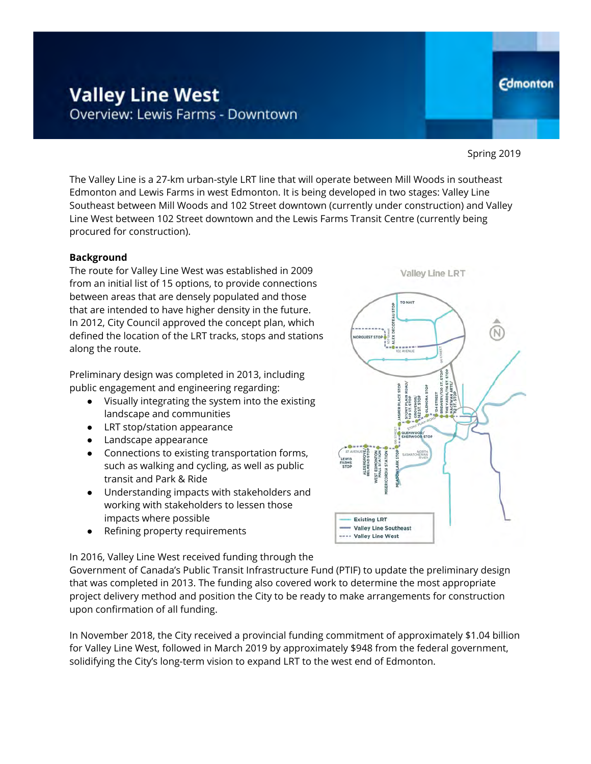# Valley Line West

## Overview: Lewis Farms - Downtown

Spring 2019

The Valley Line is a 27-km urban-style LRT line that will operate between Mill Woods in southeast Edmonton and Lewis Farms in west Edmonton. It is being developed in two stages: Valley Line Southeast between Mill Woods and 102 Street downtown (currently under construction) and Valley Line West between 102 Street downtown and the Lewis Farms Transit Centre (currently being procured for construction).

**Background**

The route for Valley Line West was established in 2009 from an initial list of 15 options, to provide connections between areas that are densely populated and those that are intended to have higher density in the future. In 2012, City Council approved the concept plan, which defined the location of the LRT tracks, stops and stations along the route.

Preliminary design was completed in 2013, including public engagement and engineering regarding:

- Visually integrating the system into the existing landscape and communities
- LRT stop/station appearance
- Landscape appearance
- Connections to existing transportation forms, such as walking and cycling, as well as public transit and Park & Ride
- Understanding impacts with stakeholders and working with stakeholders to lessen those impacts where possible
- Refining property requirements

In 2016, Valley Line West received funding through the Government of Canada's Public Transit Infrastructure Fund (PTIF) to update the preliminary design that was completed in 2013. The funding also covered work to determine the most appropriate project delivery method and position the City to be ready to make arrangements for construction upon confirmation of all funding.

In November 2018, the City received a provincial funding commitment of approximately $1.04 billion for Valley Line West, followed in March 2019 by approximately $948 from the federal government, solidifying the City's long-term vision to expand LRT to the west end of Edmonton.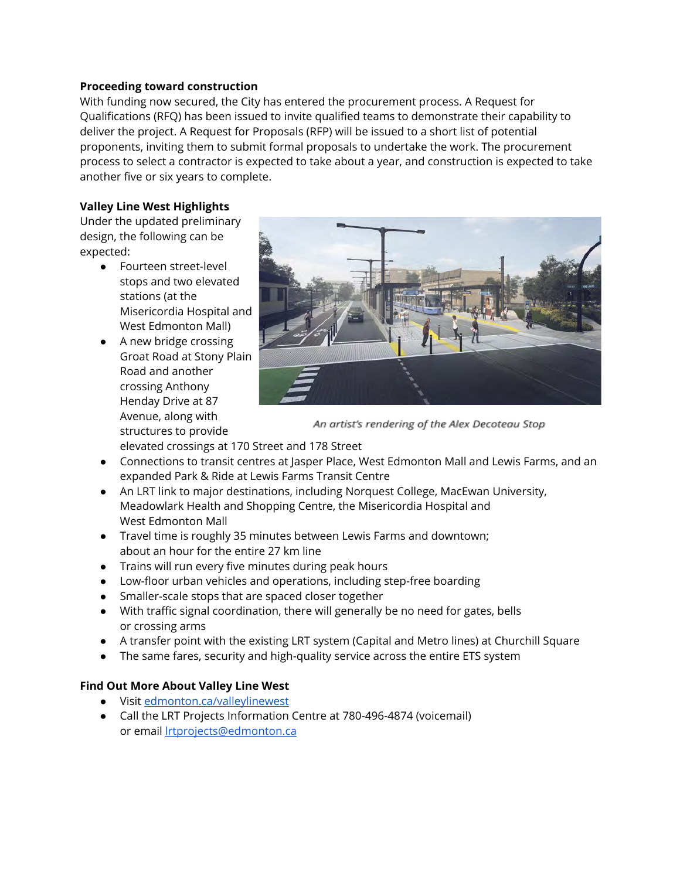**Proceeding toward construction**

With funding now secured, the City has entered the procurement process. A Request for Qualifications (RFQ) has been issued to invite qualified teams to demonstrate their capability to deliver the project. A Request for Proposals (RFP) will be issued to a short list of potential proponents, inviting them to submit formal proposals to undertake the work. The procurement process to select a contractor is expected to take about a year, and construction is expected to take another five or six years to complete.

**Valley Line West Highlights**

Under the updated preliminary design, the following can be expected:

- Fourteen street-level stops and two elevated stations (at the Misericordia Hospital and West Edmonton Mall)
- A new bridge crossing Groat Road at Stony Plain Road and another crossing Anthony Henday Drive at 87 Avenue, along with structures to provide elevated crossings at 170 Street and 178 Street
- Connections to transit centres at Jasper Place, West Edmonton Mall and Lewis Farms, and an expanded Park & Ride at Lewis Farms Transit Centre
- An LRT link to major destinations, including Norquest College, MacEwan University, Meadowlark Health and Shopping Centre, the Misericordia Hospital and West Edmonton Mall
- Travel time is roughly 35 minutes between Lewis Farms and downtown; about an hour for the entire 27 km line
- Trains will run every five minutes during peak hours
- Low-floor urban vehicles and operations, including step-free boarding
- Smaller-scale stops that are spaced closer together
- With traffic signal coordination, there will generally be no need for gates, bells or crossing arms
- A transfer point with the existing LRT system (Capital and Metro lines) at Churchill Square
- The same fares, security and high-quality service across the entire ETS system

*An artist's rendering of the Alex Decoteau Stop*

**Find Out More About Valley Line West**

- Visit [edmonton.ca/valleylinewest](edmonton.ca/valleylinewest)
- Call the LRT Projects Information Centre at 780-496-4874 (voicemail) or email [lrtprojects@edmonton.ca](mailto:lrtprojects@edmonton.ca)